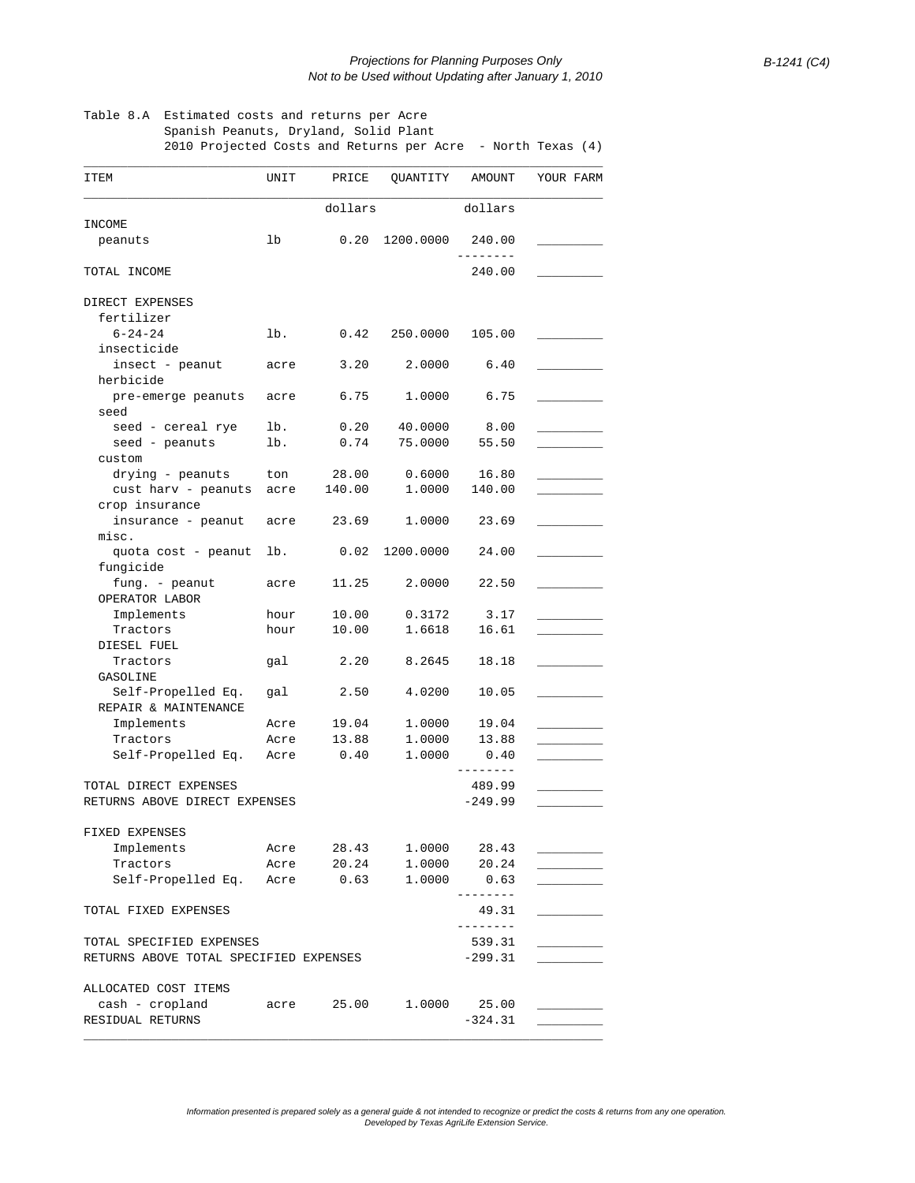*Projections for Planning Purposes Only*
*Not to be Used without Updating after January 1, 2010*

B-1241 (C4)

Table 8.A Estimated costs and returns per Acre
Spanish Peanuts, Dryland, Solid Plant
2010 Projected Costs and Returns per Acre - North Texas (4)

| ITEM | UNIT | PRICE | QUANTITY | AMOUNT | YOUR FARM |
|---|---|---|---|---|---|
| | | dollars | | dollars | |
| INCOME | | | | | |
| peanuts | lb | 0.20 | 1200.0000 | 240.00 | _________ |
| | | | | -------- | |
| TOTAL INCOME | | | | 240.00 | _________ |
| | | | | | |
| DIRECT EXPENSES | | | | | |
| fertilizer | | | | | |
| 6-24-24 | lb. | 0.42 | 250.0000 | 105.00 | _________ |
| insecticide | | | | | |
| insect - peanut | acre | 3.20 | 2.0000 | 6.40 | _________ |
| herbicide | | | | | |
| pre-emerge peanuts | acre | 6.75 | 1.0000 | 6.75 | _________ |
| seed | | | | | |
| seed - cereal rye | lb. | 0.20 | 40.0000 | 8.00 | _________ |
| seed - peanuts | lb. | 0.74 | 75.0000 | 55.50 | _________ |
| custom | | | | | |
| drying - peanuts | ton | 28.00 | 0.6000 | 16.80 | _________ |
| cust harv - peanuts | acre | 140.00 | 1.0000 | 140.00 | _________ |
| crop insurance | | | | | |
| insurance - peanut | acre | 23.69 | 1.0000 | 23.69 | _________ |
| misc. | | | | | |
| quota cost - peanut | lb. | 0.02 | 1200.0000 | 24.00 | _________ |
| fungicide | | | | | |
| fung. - peanut | acre | 11.25 | 2.0000 | 22.50 | _________ |
| OPERATOR LABOR | | | | | |
| Implements | hour | 10.00 | 0.3172 | 3.17 | _________ |
| Tractors | hour | 10.00 | 1.6618 | 16.61 | _________ |
| DIESEL FUEL | | | | | |
| Tractors | gal | 2.20 | 8.2645 | 18.18 | _________ |
| GASOLINE | | | | | |
| Self-Propelled Eq. | gal | 2.50 | 4.0200 | 10.05 | _________ |
| REPAIR & MAINTENANCE | | | | | |
| Implements | Acre | 19.04 | 1.0000 | 19.04 | _________ |
| Tractors | Acre | 13.88 | 1.0000 | 13.88 | _________ |
| Self-Propelled Eq. | Acre | 0.40 | 1.0000 | 0.40 | _________ |
| | | | | -------- | |
| TOTAL DIRECT EXPENSES | | | | 489.99 | _________ |
| RETURNS ABOVE DIRECT EXPENSES | | | | -249.99 | _________ |
| | | | | | |
| FIXED EXPENSES | | | | | |
| Implements | Acre | 28.43 | 1.0000 | 28.43 | _________ |
| Tractors | Acre | 20.24 | 1.0000 | 20.24 | _________ |
| Self-Propelled Eq. | Acre | 0.63 | 1.0000 | 0.63 | _________ |
| | | | | -------- | |
| TOTAL FIXED EXPENSES | | | | 49.31 | _________ |
| | | | | -------- | |
| TOTAL SPECIFIED EXPENSES | | | | 539.31 | _________ |
| RETURNS ABOVE TOTAL SPECIFIED EXPENSES | | | | -299.31 | _________ |
| | | | | | |
| ALLOCATED COST ITEMS | | | | | |
| cash - cropland | acre | 25.00 | 1.0000 | 25.00 | _________ |
| RESIDUAL RETURNS | | | | -324.31 | _________ |

*Information presented is prepared solely as a general guide & not intended to recognize or predict the costs & returns from any one operation.*
*Developed by Texas AgriLife Extension Service.*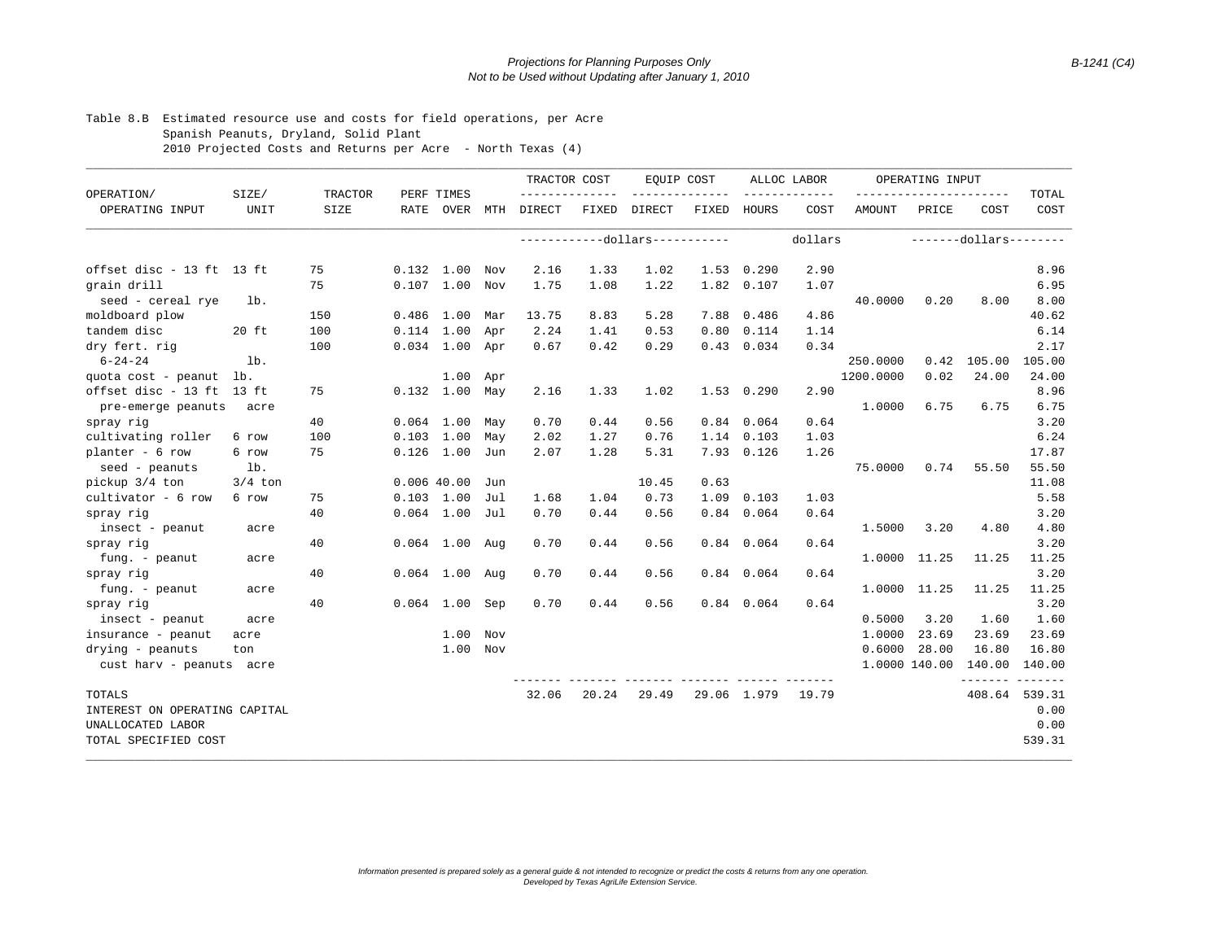Table 8.B Estimated resource use and costs for field operations, per Acre
Spanish Peanuts, Dryland, Solid Plant
2010 Projected Costs and Returns per Acre - North Texas (4)

| OPERATION/ OPERATING INPUT | SIZE/ UNIT | TRACTOR SIZE | PERF RATE | TIMES OVER | MTH | TRACTOR COST DIRECT | TRACTOR COST FIXED | EQUIP COST DIRECT | EQUIP COST FIXED | ALLOC LABOR HOURS | ALLOC LABOR COST | OPERATING INPUT AMOUNT | OPERATING INPUT PRICE | OPERATING INPUT COST | TOTAL COST |
|---|---|---|---|---|---|---|---|---|---|---|---|---|---|---|---|
| | | | | | | ------------dollars----------- | | | | | dollars | | -------dollars-------- | | |
| offset disc - 13 ft | 13 ft | 75 | 0.132 | 1.00 | Nov | 2.16 | 1.33 | 1.02 | 1.53 | 0.290 | 2.90 | | | | 8.96 |
| grain drill | | 75 | 0.107 | 1.00 | Nov | 1.75 | 1.08 | 1.22 | 1.82 | 0.107 | 1.07 | | | | 6.95 |
| seed - cereal rye | lb. | | | | | | | | | | | 40.0000 | 0.20 | 8.00 | 8.00 |
| moldboard plow | | 150 | 0.486 | 1.00 | Mar | 13.75 | 8.83 | 5.28 | 7.88 | 0.486 | 4.86 | | | | 40.62 |
| tandem disc | 20 ft | 100 | 0.114 | 1.00 | Apr | 2.24 | 1.41 | 0.53 | 0.80 | 0.114 | 1.14 | | | | 6.14 |
| dry fert. rig | | 100 | 0.034 | 1.00 | Apr | 0.67 | 0.42 | 0.29 | 0.43 | 0.034 | 0.34 | | | | 2.17 |
| 6-24-24 | lb. | | | | | | | | | | | 250.0000 | 0.42 | 105.00 | 105.00 |
| quota cost - peanut | lb. | | | 1.00 | Apr | | | | | | | 1200.0000 | 0.02 | 24.00 | 24.00 |
| offset disc - 13 ft | 13 ft | 75 | 0.132 | 1.00 | May | 2.16 | 1.33 | 1.02 | 1.53 | 0.290 | 2.90 | | | | 8.96 |
| pre-emerge peanuts | acre | | | | | | | | | | | 1.0000 | 6.75 | 6.75 | 6.75 |
| spray rig | | 40 | 0.064 | 1.00 | May | 0.70 | 0.44 | 0.56 | 0.84 | 0.064 | 0.64 | | | | 3.20 |
| cultivating roller | 6 row | 100 | 0.103 | 1.00 | May | 2.02 | 1.27 | 0.76 | 1.14 | 0.103 | 1.03 | | | | 6.24 |
| planter - 6 row | 6 row | 75 | 0.126 | 1.00 | Jun | 2.07 | 1.28 | 5.31 | 7.93 | 0.126 | 1.26 | | | | 17.87 |
| seed - peanuts | lb. | | | | | | | | | | | 75.0000 | 0.74 | 55.50 | 55.50 |
| pickup 3/4 ton | 3/4 ton | | 0.006 | 40.00 | Jun | | | 10.45 | 0.63 | | | | | | 11.08 |
| cultivator - 6 row | 6 row | 75 | 0.103 | 1.00 | Jul | 1.68 | 1.04 | 0.73 | 1.09 | 0.103 | 1.03 | | | | 5.58 |
| spray rig | | 40 | 0.064 | 1.00 | Jul | 0.70 | 0.44 | 0.56 | 0.84 | 0.064 | 0.64 | | | | 3.20 |
| insect - peanut | acre | | | | | | | | | | | 1.5000 | 3.20 | 4.80 | 4.80 |
| spray rig | | 40 | 0.064 | 1.00 | Aug | 0.70 | 0.44 | 0.56 | 0.84 | 0.064 | 0.64 | | | | 3.20 |
| fung. - peanut | acre | | | | | | | | | | | 1.0000 | 11.25 | 11.25 | 11.25 |
| spray rig | | 40 | 0.064 | 1.00 | Aug | 0.70 | 0.44 | 0.56 | 0.84 | 0.064 | 0.64 | | | | 3.20 |
| fung. - peanut | acre | | | | | | | | | | | 1.0000 | 11.25 | 11.25 | 11.25 |
| spray rig | | 40 | 0.064 | 1.00 | Sep | 0.70 | 0.44 | 0.56 | 0.84 | 0.064 | 0.64 | | | | 3.20 |
| insect - peanut | acre | | | | | | | | | | | 0.5000 | 3.20 | 1.60 | 1.60 |
| insurance - peanut | acre | | | 1.00 | Nov | | | | | | | 1.0000 | 23.69 | 23.69 | 23.69 |
| drying - peanuts | ton | | | 1.00 | Nov | | | | | | | 0.6000 | 28.00 | 16.80 | 16.80 |
| cust harv - peanuts | acre | | | | | | | | | | | 1.0000 | 140.00 | 140.00 | 140.00 |
| TOTALS | | | | | | 32.06 | 20.24 | 29.49 | 29.06 | 1.979 | 19.79 | | | 408.64 | 539.31 |
| INTEREST ON OPERATING CAPITAL | | | | | | | | | | | | | | | 0.00 |
| UNALLOCATED LABOR | | | | | | | | | | | | | | | 0.00 |
| TOTAL SPECIFIED COST | | | | | | | | | | | | | | | 539.31 |

*Information presented is prepared solely as a general guide & not intended to recognize or predict the costs & returns from any one operation.*
*Developed by Texas AgriLife Extension Service.*